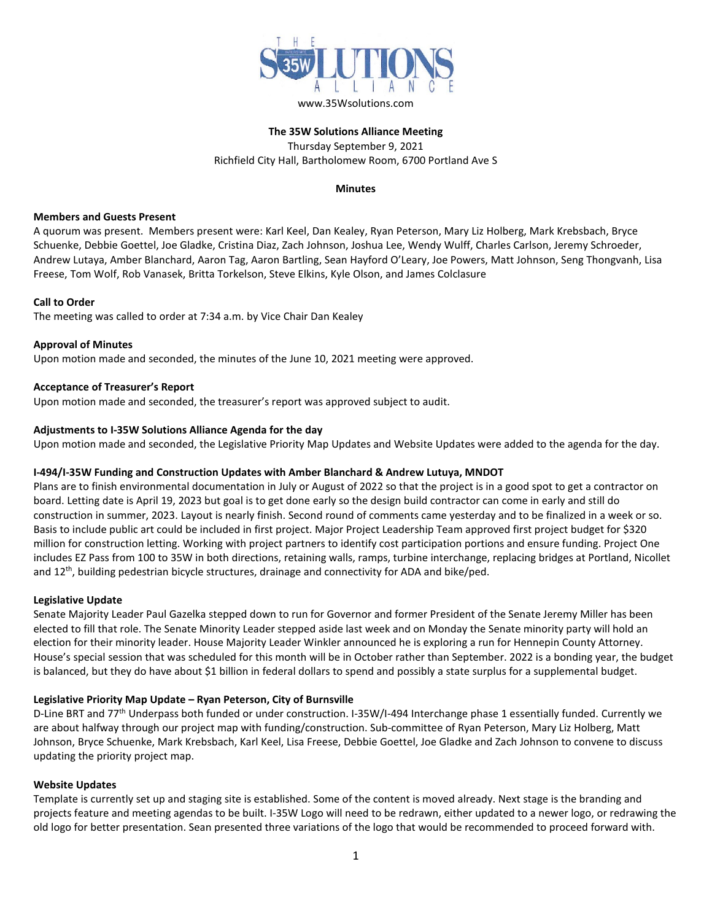www.35Wsolutions.com

**The 35W Solutions Alliance Meeting**

Thursday September 9, 2021

Richfield City Hall, Bartholomew Room, 6700 Portland Ave S

**Minutes**

**Members and Guests Present**

A quorum was present. Members present were: Karl Keel, Dan Kealey, Ryan Peterson, Mary Liz Holberg, Mark Krebsbach, Bryce Schuenke, Debbie Goettel, Joe Gladke, Cristina Diaz, Zach Johnson, Joshua Lee, Wendy Wulff, Charles Carlson, Jeremy Schroeder, Andrew Lutaya, Amber Blanchard, Aaron Tag, Aaron Bartling, Sean Hayford O'Leary, Joe Powers, Matt Johnson, Seng Thongvanh, Lisa Freese, Tom Wolf, Rob Vanasek, Britta Torkelson, Steve Elkins, Kyle Olson, and James Colclasure

**Call to Order**

The meeting was called to order at 7:34 a.m. by Vice Chair Dan Kealey

**Approval of Minutes**

Upon motion made and seconded, the minutes of the June 10, 2021 meeting were approved.

**Acceptance of Treasurer's Report**

Upon motion made and seconded, the treasurer's report was approved subject to audit.

**Adjustments to I-35W Solutions Alliance Agenda for the day**

Upon motion made and seconded, the Legislative Priority Map Updates and Website Updates were added to the agenda for the day.

**I-494/I-35W Funding and Construction Updates with Amber Blanchard & Andrew Lutuya, MNDOT**

Plans are to finish environmental documentation in July or August of 2022 so that the project is in a good spot to get a contractor on board. Letting date is April 19, 2023 but goal is to get done early so the design build contractor can come in early and still do construction in summer, 2023. Layout is nearly finish. Second round of comments came yesterday and to be finalized in a week or so. Basis to include public art could be included in first project. Major Project Leadership Team approved first project budget for $320 million for construction letting. Working with project partners to identify cost participation portions and ensure funding. Project One includes EZ Pass from 100 to 35W in both directions, retaining walls, ramps, turbine interchange, replacing bridges at Portland, Nicollet and 12th, building pedestrian bicycle structures, drainage and connectivity for ADA and bike/ped.

**Legislative Update**

Senate Majority Leader Paul Gazelka stepped down to run for Governor and former President of the Senate Jeremy Miller has been elected to fill that role. The Senate Minority Leader stepped aside last week and on Monday the Senate minority party will hold an election for their minority leader. House Majority Leader Winkler announced he is exploring a run for Hennepin County Attorney. House's special session that was scheduled for this month will be in October rather than September. 2022 is a bonding year, the budget is balanced, but they do have about $1 billion in federal dollars to spend and possibly a state surplus for a supplemental budget.

**Legislative Priority Map Update – Ryan Peterson, City of Burnsville**

D-Line BRT and 77th Underpass both funded or under construction. I-35W/I-494 Interchange phase 1 essentially funded. Currently we are about halfway through our project map with funding/construction. Sub-committee of Ryan Peterson, Mary Liz Holberg, Matt Johnson, Bryce Schuenke, Mark Krebsbach, Karl Keel, Lisa Freese, Debbie Goettel, Joe Gladke and Zach Johnson to convene to discuss updating the priority project map.

**Website Updates**

Template is currently set up and staging site is established. Some of the content is moved already. Next stage is the branding and projects feature and meeting agendas to be built. I-35W Logo will need to be redrawn, either updated to a newer logo, or redrawing the old logo for better presentation. Sean presented three variations of the logo that would be recommended to proceed forward with.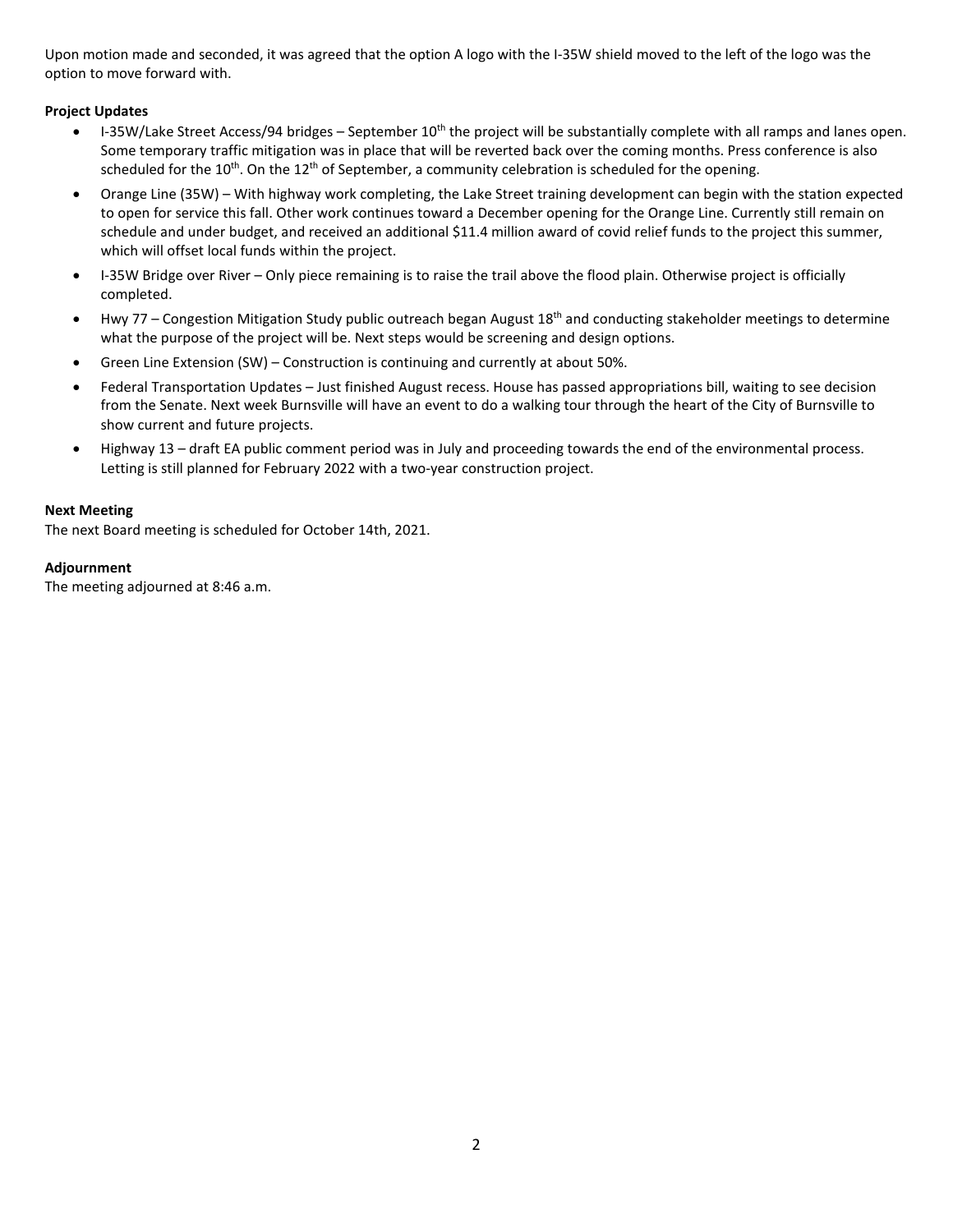Upon motion made and seconded, it was agreed that the option A logo with the I-35W shield moved to the left of the logo was the option to move forward with.

**Project Updates**

- I-35W/Lake Street Access/94 bridges – September 10th the project will be substantially complete with all ramps and lanes open. Some temporary traffic mitigation was in place that will be reverted back over the coming months. Press conference is also scheduled for the 10th. On the 12th of September, a community celebration is scheduled for the opening.
- Orange Line (35W) – With highway work completing, the Lake Street training development can begin with the station expected to open for service this fall. Other work continues toward a December opening for the Orange Line. Currently still remain on schedule and under budget, and received an additional $11.4 million award of covid relief funds to the project this summer, which will offset local funds within the project.
- I-35W Bridge over River – Only piece remaining is to raise the trail above the flood plain. Otherwise project is officially completed.
- Hwy 77 – Congestion Mitigation Study public outreach began August 18th and conducting stakeholder meetings to determine what the purpose of the project will be. Next steps would be screening and design options.
- Green Line Extension (SW) – Construction is continuing and currently at about 50%.
- Federal Transportation Updates – Just finished August recess. House has passed appropriations bill, waiting to see decision from the Senate. Next week Burnsville will have an event to do a walking tour through the heart of the City of Burnsville to show current and future projects.
- Highway 13 – draft EA public comment period was in July and proceeding towards the end of the environmental process. Letting is still planned for February 2022 with a two-year construction project.

**Next Meeting**

The next Board meeting is scheduled for October 14th, 2021.

**Adjournment**

The meeting adjourned at 8:46 a.m.